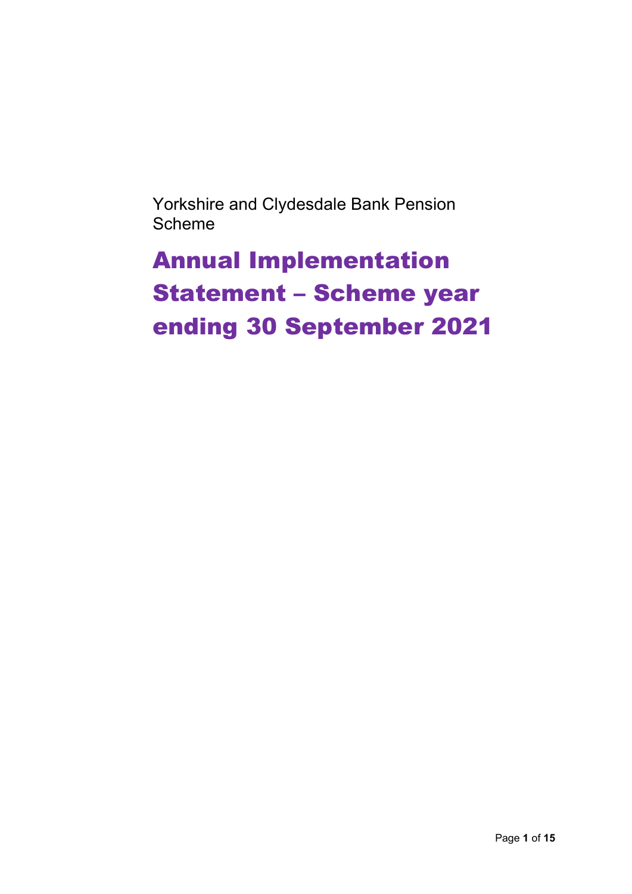Yorkshire and Clydesdale Bank Pension Scheme

# Annual Implementation Statement – Scheme year ending 30 September 2021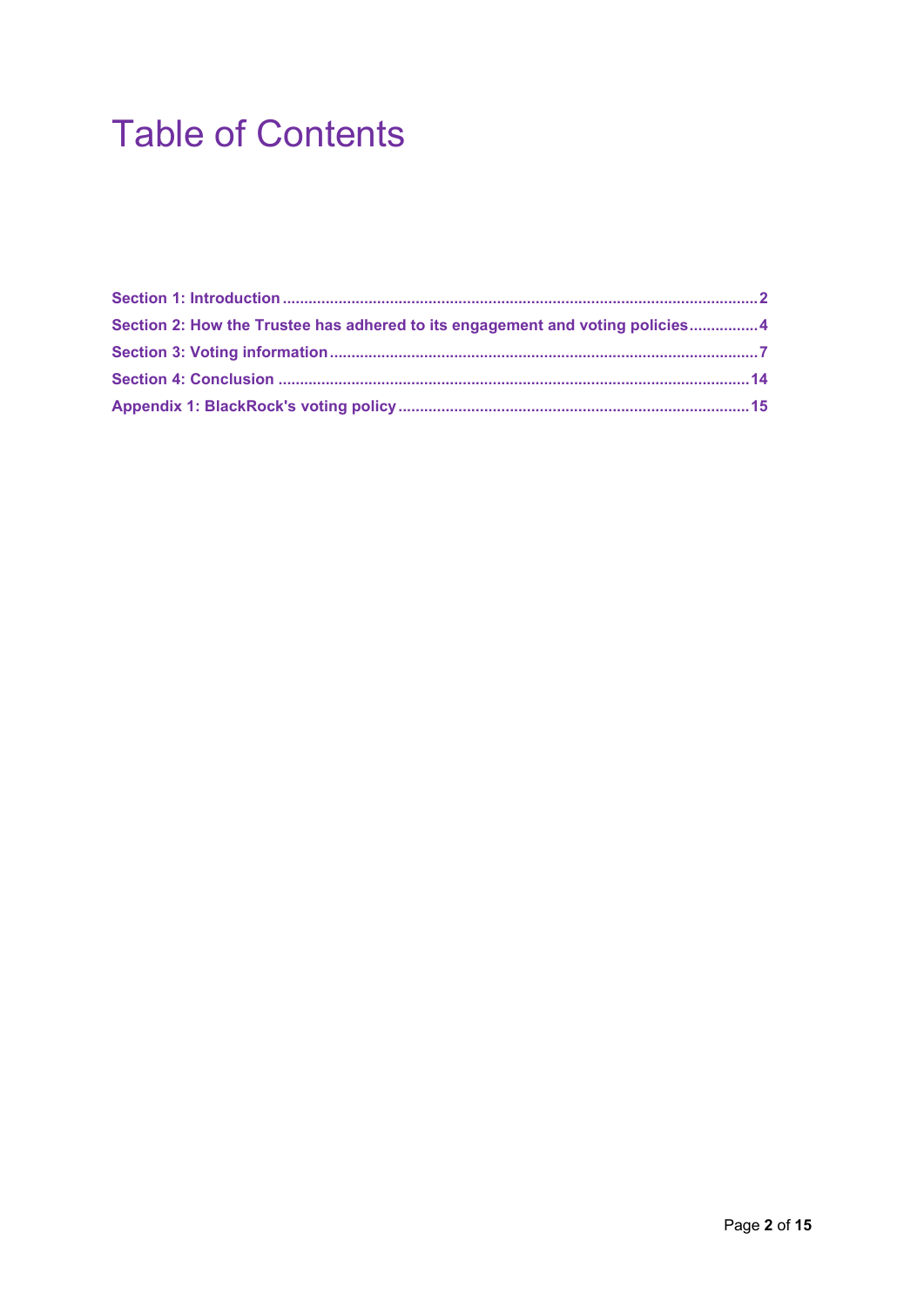# Table of Contents

Section 1: Introduction ............................................................................................................2

Section 2: How the Trustee has adhered to its engagement and voting policies................4

Section 3: Voting information..................................................................................................7

Section 4: Conclusion ...........................................................................................................14

Appendix 1: BlackRock's voting policy................................................................................15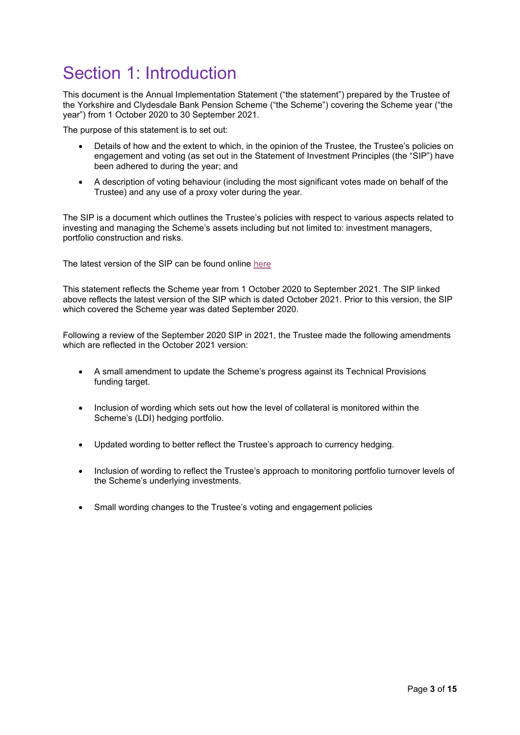# Section 1: Introduction

This document is the Annual Implementation Statement ("the statement") prepared by the Trustee of the Yorkshire and Clydesdale Bank Pension Scheme ("the Scheme") covering the Scheme year ("the year") from 1 October 2020 to 30 September 2021.

The purpose of this statement is to set out:

- Details of how and the extent to which, in the opinion of the Trustee, the Trustee's policies on engagement and voting (as set out in the Statement of Investment Principles (the "SIP") have been adhered to during the year; and
- A description of voting behaviour (including the most significant votes made on behalf of the Trustee) and any use of a proxy voter during the year.

The SIP is a document which outlines the Trustee's policies with respect to various aspects related to investing and managing the Scheme's assets including but not limited to: investment managers, portfolio construction and risks.

The latest version of the SIP can be found online here

This statement reflects the Scheme year from 1 October 2020 to September 2021. The SIP linked above reflects the latest version of the SIP which is dated October 2021. Prior to this version, the SIP which covered the Scheme year was dated September 2020.

Following a review of the September 2020 SIP in 2021, the Trustee made the following amendments which are reflected in the October 2021 version:

- A small amendment to update the Scheme's progress against its Technical Provisions funding target.
- Inclusion of wording which sets out how the level of collateral is monitored within the Scheme's (LDI) hedging portfolio.
- Updated wording to better reflect the Trustee's approach to currency hedging.
- Inclusion of wording to reflect the Trustee's approach to monitoring portfolio turnover levels of the Scheme's underlying investments.
- Small wording changes to the Trustee's voting and engagement policies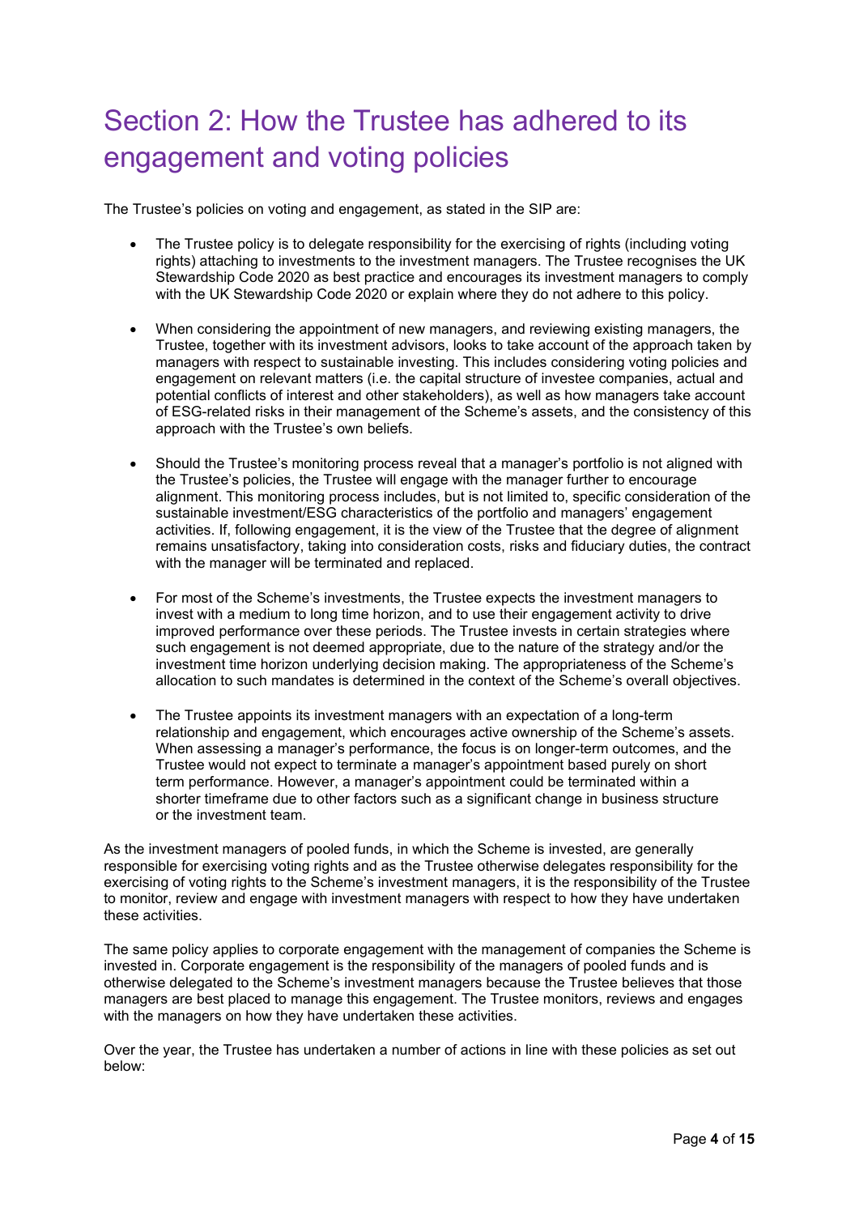# Section 2: How the Trustee has adhered to its engagement and voting policies

The Trustee's policies on voting and engagement, as stated in the SIP are:

- The Trustee policy is to delegate responsibility for the exercising of rights (including voting rights) attaching to investments to the investment managers. The Trustee recognises the UK Stewardship Code 2020 as best practice and encourages its investment managers to comply with the UK Stewardship Code 2020 or explain where they do not adhere to this policy.

- When considering the appointment of new managers, and reviewing existing managers, the Trustee, together with its investment advisors, looks to take account of the approach taken by managers with respect to sustainable investing. This includes considering voting policies and engagement on relevant matters (i.e. the capital structure of investee companies, actual and potential conflicts of interest and other stakeholders), as well as how managers take account of ESG-related risks in their management of the Scheme's assets, and the consistency of this approach with the Trustee's own beliefs.

- Should the Trustee's monitoring process reveal that a manager's portfolio is not aligned with the Trustee's policies, the Trustee will engage with the manager further to encourage alignment. This monitoring process includes, but is not limited to, specific consideration of the sustainable investment/ESG characteristics of the portfolio and managers' engagement activities. If, following engagement, it is the view of the Trustee that the degree of alignment remains unsatisfactory, taking into consideration costs, risks and fiduciary duties, the contract with the manager will be terminated and replaced.

- For most of the Scheme's investments, the Trustee expects the investment managers to invest with a medium to long time horizon, and to use their engagement activity to drive improved performance over these periods. The Trustee invests in certain strategies where such engagement is not deemed appropriate, due to the nature of the strategy and/or the investment time horizon underlying decision making. The appropriateness of the Scheme's allocation to such mandates is determined in the context of the Scheme's overall objectives.

- The Trustee appoints its investment managers with an expectation of a long-term relationship and engagement, which encourages active ownership of the Scheme's assets. When assessing a manager's performance, the focus is on longer-term outcomes, and the Trustee would not expect to terminate a manager's appointment based purely on short term performance. However, a manager's appointment could be terminated within a shorter timeframe due to other factors such as a significant change in business structure or the investment team.

As the investment managers of pooled funds, in which the Scheme is invested, are generally responsible for exercising voting rights and as the Trustee otherwise delegates responsibility for the exercising of voting rights to the Scheme's investment managers, it is the responsibility of the Trustee to monitor, review and engage with investment managers with respect to how they have undertaken these activities.

The same policy applies to corporate engagement with the management of companies the Scheme is invested in. Corporate engagement is the responsibility of the managers of pooled funds and is otherwise delegated to the Scheme's investment managers because the Trustee believes that those managers are best placed to manage this engagement. The Trustee monitors, reviews and engages with the managers on how they have undertaken these activities.

Over the year, the Trustee has undertaken a number of actions in line with these policies as set out below: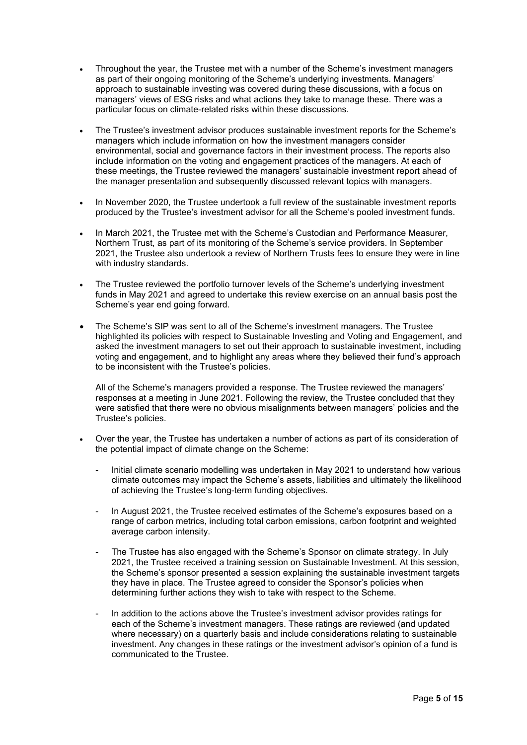- Throughout the year, the Trustee met with a number of the Scheme's investment managers as part of their ongoing monitoring of the Scheme's underlying investments. Managers' approach to sustainable investing was covered during these discussions, with a focus on managers' views of ESG risks and what actions they take to manage these. There was a particular focus on climate-related risks within these discussions.

- The Trustee's investment advisor produces sustainable investment reports for the Scheme's managers which include information on how the investment managers consider environmental, social and governance factors in their investment process. The reports also include information on the voting and engagement practices of the managers. At each of these meetings, the Trustee reviewed the managers' sustainable investment report ahead of the manager presentation and subsequently discussed relevant topics with managers.

- In November 2020, the Trustee undertook a full review of the sustainable investment reports produced by the Trustee's investment advisor for all the Scheme's pooled investment funds.

- In March 2021, the Trustee met with the Scheme's Custodian and Performance Measurer, Northern Trust, as part of its monitoring of the Scheme's service providers. In September 2021, the Trustee also undertook a review of Northern Trusts fees to ensure they were in line with industry standards.

- The Trustee reviewed the portfolio turnover levels of the Scheme's underlying investment funds in May 2021 and agreed to undertake this review exercise on an annual basis post the Scheme's year end going forward.

- The Scheme's SIP was sent to all of the Scheme's investment managers. The Trustee highlighted its policies with respect to Sustainable Investing and Voting and Engagement, and asked the investment managers to set out their approach to sustainable investment, including voting and engagement, and to highlight any areas where they believed their fund's approach to be inconsistent with the Trustee's policies.

  All of the Scheme's managers provided a response. The Trustee reviewed the managers' responses at a meeting in June 2021. Following the review, the Trustee concluded that they were satisfied that there were no obvious misalignments between managers' policies and the Trustee's policies.

- Over the year, the Trustee has undertaken a number of actions as part of its consideration of the potential impact of climate change on the Scheme:

  - Initial climate scenario modelling was undertaken in May 2021 to understand how various climate outcomes may impact the Scheme's assets, liabilities and ultimately the likelihood of achieving the Trustee's long-term funding objectives.

  - In August 2021, the Trustee received estimates of the Scheme's exposures based on a range of carbon metrics, including total carbon emissions, carbon footprint and weighted average carbon intensity.

  - The Trustee has also engaged with the Scheme's Sponsor on climate strategy. In July 2021, the Trustee received a training session on Sustainable Investment. At this session, the Scheme's sponsor presented a session explaining the sustainable investment targets they have in place. The Trustee agreed to consider the Sponsor's policies when determining further actions they wish to take with respect to the Scheme.

  - In addition to the actions above the Trustee's investment advisor provides ratings for each of the Scheme's investment managers. These ratings are reviewed (and updated where necessary) on a quarterly basis and include considerations relating to sustainable investment. Any changes in these ratings or the investment advisor's opinion of a fund is communicated to the Trustee.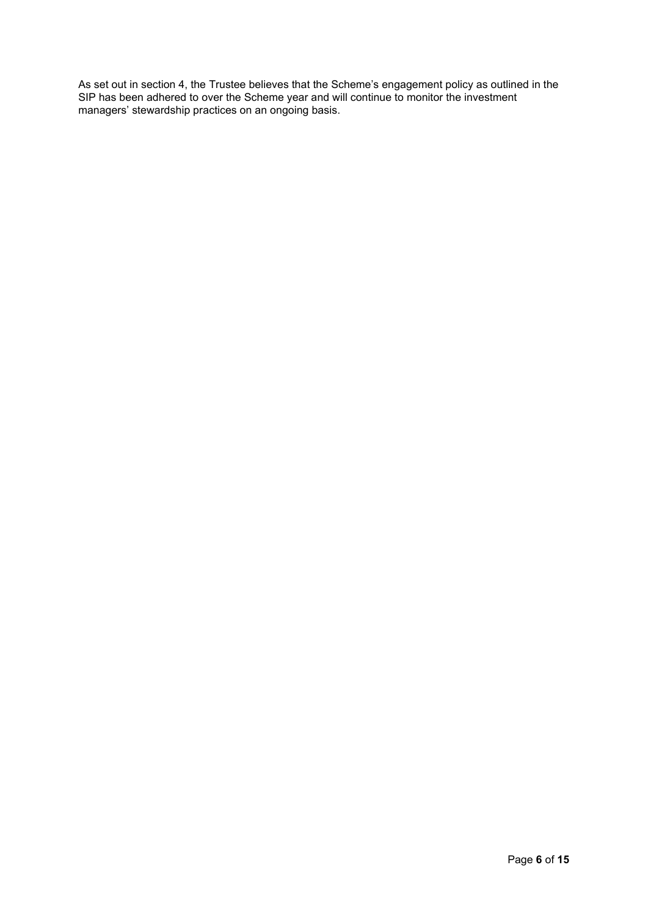As set out in section 4, the Trustee believes that the Scheme's engagement policy as outlined in the SIP has been adhered to over the Scheme year and will continue to monitor the investment managers' stewardship practices on an ongoing basis.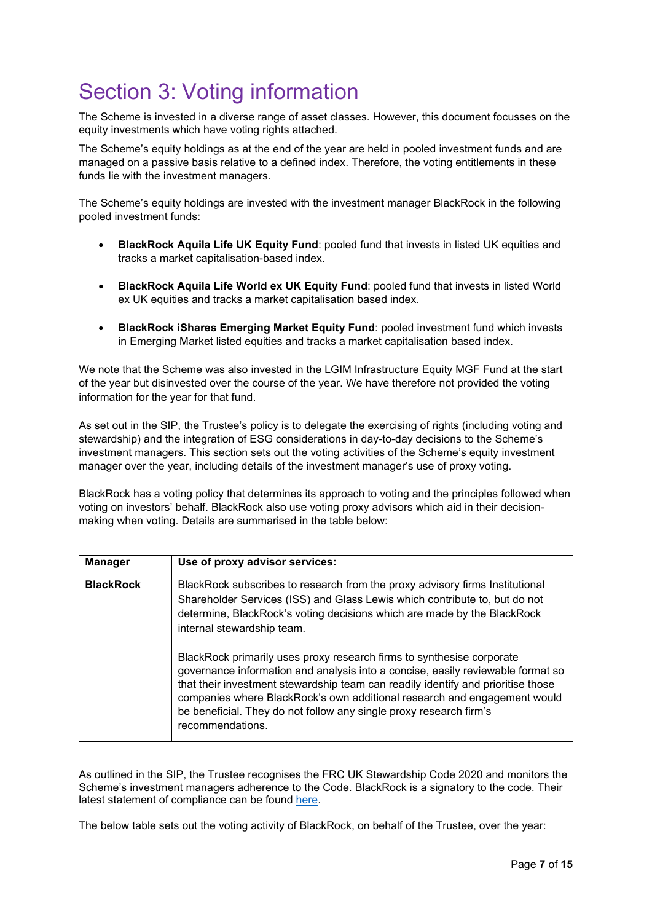# Section 3: Voting information

The Scheme is invested in a diverse range of asset classes. However, this document focusses on the equity investments which have voting rights attached.

The Scheme's equity holdings as at the end of the year are held in pooled investment funds and are managed on a passive basis relative to a defined index. Therefore, the voting entitlements in these funds lie with the investment managers.

The Scheme's equity holdings are invested with the investment manager BlackRock in the following pooled investment funds:

- **BlackRock Aquila Life UK Equity Fund**: pooled fund that invests in listed UK equities and tracks a market capitalisation-based index.
- **BlackRock Aquila Life World ex UK Equity Fund**: pooled fund that invests in listed World ex UK equities and tracks a market capitalisation based index.
- **BlackRock iShares Emerging Market Equity Fund**: pooled investment fund which invests in Emerging Market listed equities and tracks a market capitalisation based index.

We note that the Scheme was also invested in the LGIM Infrastructure Equity MGF Fund at the start of the year but disinvested over the course of the year. We have therefore not provided the voting information for the year for that fund.

As set out in the SIP, the Trustee's policy is to delegate the exercising of rights (including voting and stewardship) and the integration of ESG considerations in day-to-day decisions to the Scheme's investment managers. This section sets out the voting activities of the Scheme's equity investment manager over the year, including details of the investment manager's use of proxy voting.

BlackRock has a voting policy that determines its approach to voting and the principles followed when voting on investors' behalf. BlackRock also use voting proxy advisors which aid in their decision-making when voting. Details are summarised in the table below:

| Manager | Use of proxy advisor services: |
|---|---|
| **BlackRock** | BlackRock subscribes to research from the proxy advisory firms Institutional Shareholder Services (ISS) and Glass Lewis which contribute to, but do not determine, BlackRock's voting decisions which are made by the BlackRock internal stewardship team.<br><br>BlackRock primarily uses proxy research firms to synthesise corporate governance information and analysis into a concise, easily reviewable format so that their investment stewardship team can readily identify and prioritise those companies where BlackRock's own additional research and engagement would be beneficial. They do not follow any single proxy research firm's recommendations. |

As outlined in the SIP, the Trustee recognises the FRC UK Stewardship Code 2020 and monitors the Scheme's investment managers adherence to the Code. BlackRock is a signatory to the code. Their latest statement of compliance can be found here.

The below table sets out the voting activity of BlackRock, on behalf of the Trustee, over the year: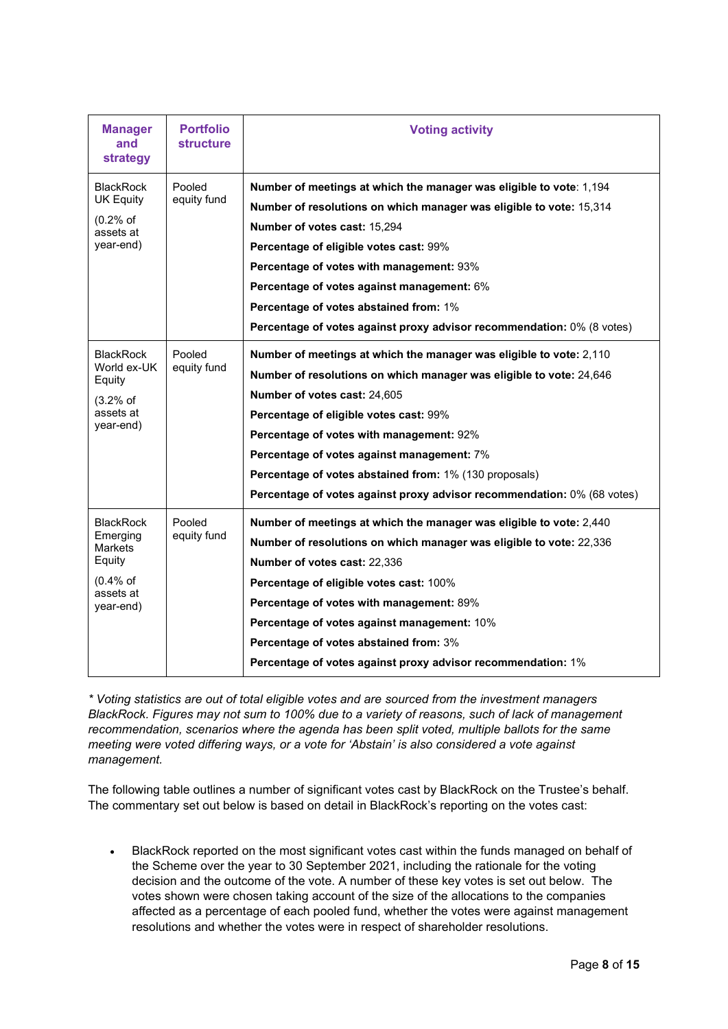| Manager and strategy | Portfolio structure | Voting activity |
|---|---|---|
| BlackRock UK Equity (0.2% of assets at year-end) | Pooled equity fund | **Number of meetings at which the manager was eligible to vote**: 1,194<br>**Number of resolutions on which manager was eligible to vote:** 15,314<br>**Number of votes cast:** 15,294<br>**Percentage of eligible votes cast:** 99%<br>**Percentage of votes with management:** 93%<br>**Percentage of votes against management:** 6%<br>**Percentage of votes abstained from:** 1%<br>**Percentage of votes against proxy advisor recommendation:** 0% (8 votes) |
| BlackRock World ex-UK Equity (3.2% of assets at year-end) | Pooled equity fund | **Number of meetings at which the manager was eligible to vote:** 2,110<br>**Number of resolutions on which manager was eligible to vote:** 24,646<br>**Number of votes cast:** 24,605<br>**Percentage of eligible votes cast:** 99%<br>**Percentage of votes with management:** 92%<br>**Percentage of votes against management:** 7%<br>**Percentage of votes abstained from:** 1% (130 proposals)<br>**Percentage of votes against proxy advisor recommendation:** 0% (68 votes) |
| BlackRock Emerging Markets Equity (0.4% of assets at year-end) | Pooled equity fund | **Number of meetings at which the manager was eligible to vote:** 2,440<br>**Number of resolutions on which manager was eligible to vote:** 22,336<br>**Number of votes cast:** 22,336<br>**Percentage of eligible votes cast:** 100%<br>**Percentage of votes with management:** 89%<br>**Percentage of votes against management:** 10%<br>**Percentage of votes abstained from:** 3%<br>**Percentage of votes against proxy advisor recommendation:** 1% |

*\* Voting statistics are out of total eligible votes and are sourced from the investment managers BlackRock. Figures may not sum to 100% due to a variety of reasons, such of lack of management recommendation, scenarios where the agenda has been split voted, multiple ballots for the same meeting were voted differing ways, or a vote for 'Abstain' is also considered a vote against management.*

The following table outlines a number of significant votes cast by BlackRock on the Trustee's behalf. The commentary set out below is based on detail in BlackRock's reporting on the votes cast:

- BlackRock reported on the most significant votes cast within the funds managed on behalf of the Scheme over the year to 30 September 2021, including the rationale for the voting decision and the outcome of the vote. A number of these key votes is set out below. The votes shown were chosen taking account of the size of the allocations to the companies affected as a percentage of each pooled fund, whether the votes were against management resolutions and whether the votes were in respect of shareholder resolutions.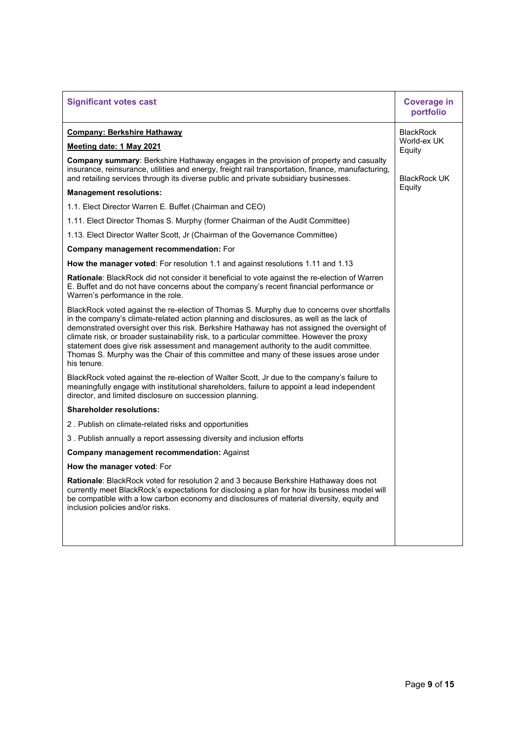| Significant votes cast | Coverage in portfolio |
|---|---|
| **Company: Berkshire Hathaway**<br><br>**Meeting date: 1 May 2021**<br><br>**Company summary**: Berkshire Hathaway engages in the provision of property and casualty insurance, reinsurance, utilities and energy, freight rail transportation, finance, manufacturing, and retailing services through its diverse public and private subsidiary businesses.<br><br>**Management resolutions:**<br><br>1.1. Elect Director Warren E. Buffet (Chairman and CEO)<br><br>1.11. Elect Director Thomas S. Murphy (former Chairman of the Audit Committee)<br><br>1.13. Elect Director Walter Scott, Jr (Chairman of the Governance Committee)<br><br>**Company management recommendation:** For<br><br>**How the manager voted**: For resolution 1.1 and against resolutions 1.11 and 1.13<br><br>**Rationale**: BlackRock did not consider it beneficial to vote against the re-election of Warren E. Buffet and do not have concerns about the company's recent financial performance or Warren's performance in the role.<br><br>BlackRock voted against the re-election of Thomas S. Murphy due to concerns over shortfalls in the company's climate-related action planning and disclosures, as well as the lack of demonstrated oversight over this risk. Berkshire Hathaway has not assigned the oversight of climate risk, or broader sustainability risk, to a particular committee. However the proxy statement does give risk assessment and management authority to the audit committee. Thomas S. Murphy was the Chair of this committee and many of these issues arose under his tenure.<br><br>BlackRock voted against the re-election of Walter Scott, Jr due to the company's failure to meaningfully engage with institutional shareholders, failure to appoint a lead independent director, and limited disclosure on succession planning.<br><br>**Shareholder resolutions:**<br><br>2 . Publish on climate-related risks and opportunities<br><br>3 . Publish annually a report assessing diversity and inclusion efforts<br><br>**Company management recommendation:** Against<br><br>**How the manager voted**: For<br><br>**Rationale**: BlackRock voted for resolution 2 and 3 because Berkshire Hathaway does not currently meet BlackRock's expectations for disclosing a plan for how its business model will be compatible with a low carbon economy and disclosures of material diversity, equity and inclusion policies and/or risks. | BlackRock World-ex UK Equity<br><br>BlackRock UK Equity |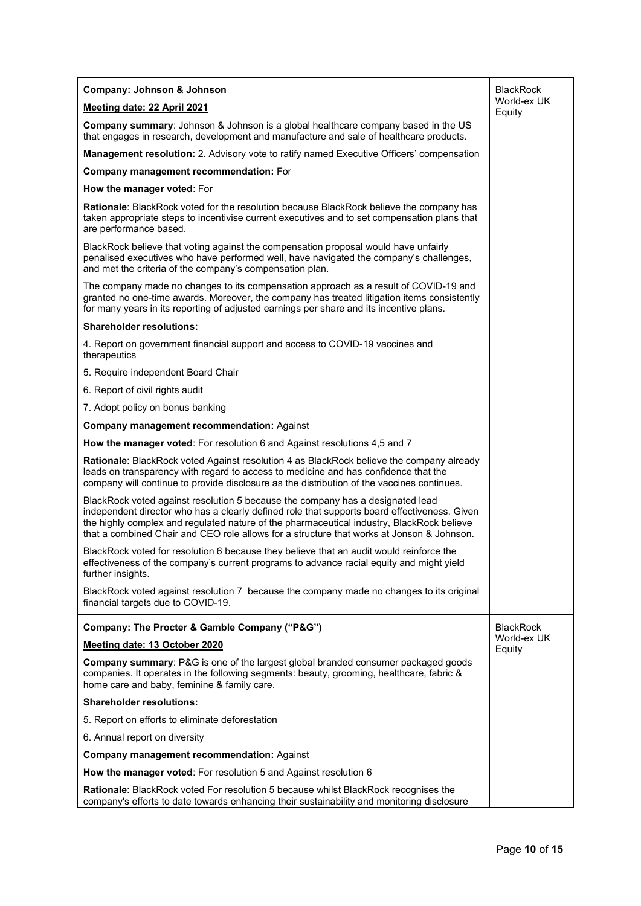| | |
|---|---|
| **Company: Johnson & Johnson**<br><br>**Meeting date: 22 April 2021**<br><br>**Company summary**: Johnson & Johnson is a global healthcare company based in the US that engages in research, development and manufacture and sale of healthcare products.<br><br>**Management resolution:** 2. Advisory vote to ratify named Executive Officers' compensation<br><br>**Company management recommendation:** For<br><br>**How the manager voted**: For<br><br>**Rationale**: BlackRock voted for the resolution because BlackRock believe the company has taken appropriate steps to incentivise current executives and to set compensation plans that are performance based.<br><br>BlackRock believe that voting against the compensation proposal would have unfairly penalised executives who have performed well, have navigated the company's challenges, and met the criteria of the company's compensation plan.<br><br>The company made no changes to its compensation approach as a result of COVID-19 and granted no one-time awards. Moreover, the company has treated litigation items consistently for many years in its reporting of adjusted earnings per share and its incentive plans.<br><br>**Shareholder resolutions:**<br><br>4. Report on government financial support and access to COVID-19 vaccines and therapeutics<br><br>5. Require independent Board Chair<br><br>6. Report of civil rights audit<br><br>7. Adopt policy on bonus banking<br><br>**Company management recommendation:** Against<br><br>**How the manager voted**: For resolution 6 and Against resolutions 4,5 and 7<br><br>**Rationale**: BlackRock voted Against resolution 4 as BlackRock believe the company already leads on transparency with regard to access to medicine and has confidence that the company will continue to provide disclosure as the distribution of the vaccines continues.<br><br>BlackRock voted against resolution 5 because the company has a designated lead independent director who has a clearly defined role that supports board effectiveness. Given the highly complex and regulated nature of the pharmaceutical industry, BlackRock believe that a combined Chair and CEO role allows for a structure that works at Jonson & Johnson.<br><br>BlackRock voted for resolution 6 because they believe that an audit would reinforce the effectiveness of the company's current programs to advance racial equity and might yield further insights.<br><br>BlackRock voted against resolution 7 because the company made no changes to its original financial targets due to COVID-19. | BlackRock World-ex UK Equity |
| **Company: The Procter & Gamble Company ("P&G")**<br><br>**Meeting date: 13 October 2020**<br><br>**Company summary**: P&G is one of the largest global branded consumer packaged goods companies. It operates in the following segments: beauty, grooming, healthcare, fabric & home care and baby, feminine & family care.<br><br>**Shareholder resolutions:**<br><br>5. Report on efforts to eliminate deforestation<br><br>6. Annual report on diversity<br><br>**Company management recommendation:** Against<br><br>**How the manager voted**: For resolution 5 and Against resolution 6<br><br>**Rationale**: BlackRock voted For resolution 5 because whilst BlackRock recognises the company's efforts to date towards enhancing their sustainability and monitoring disclosure | BlackRock World-ex UK Equity |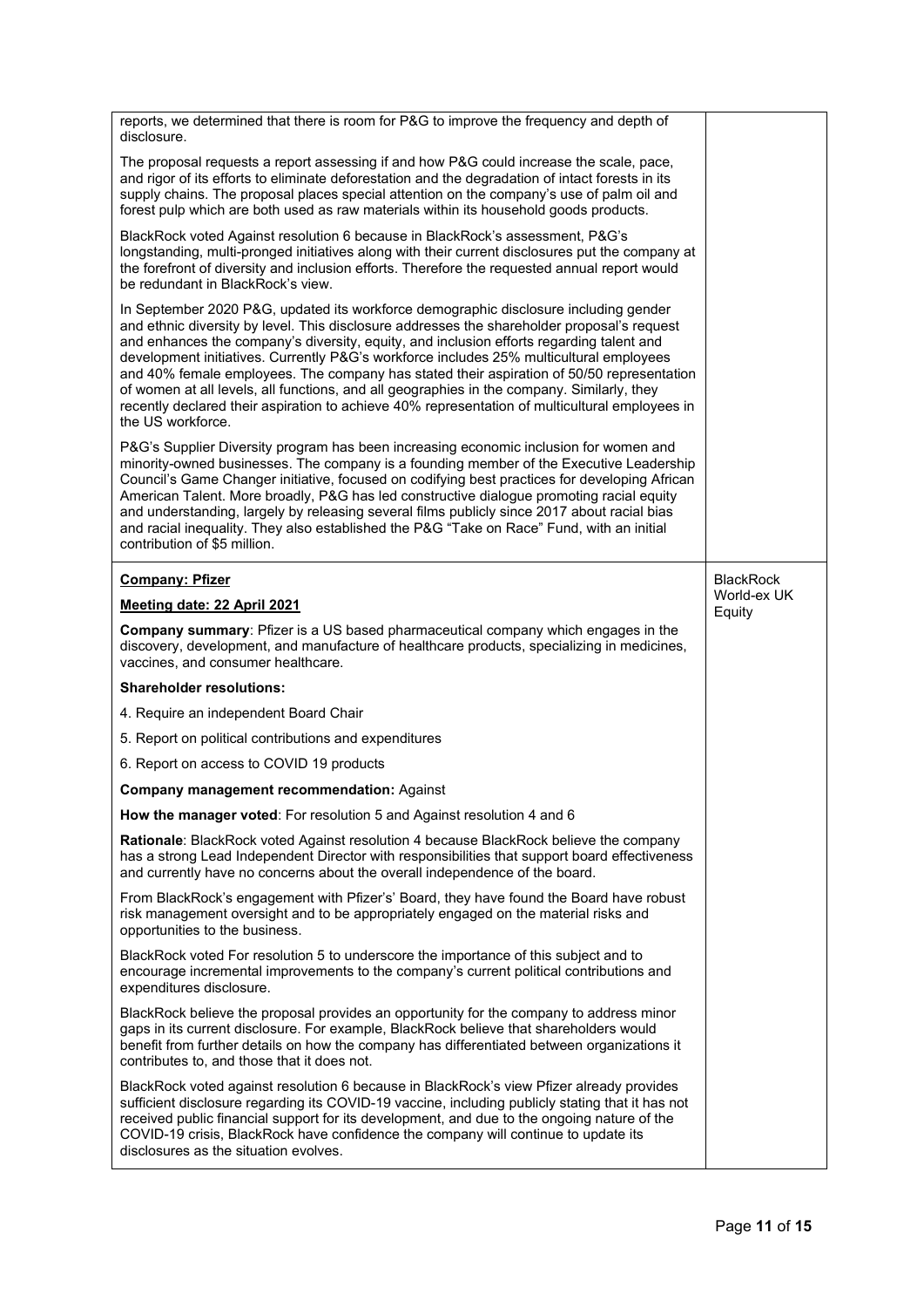| | |
|---|---|
| reports, we determined that there is room for P&G to improve the frequency and depth of disclosure.<br><br>The proposal requests a report assessing if and how P&G could increase the scale, pace, and rigor of its efforts to eliminate deforestation and the degradation of intact forests in its supply chains. The proposal places special attention on the company's use of palm oil and forest pulp which are both used as raw materials within its household goods products.<br><br>BlackRock voted Against resolution 6 because in BlackRock's assessment, P&G's longstanding, multi-pronged initiatives along with their current disclosures put the company at the forefront of diversity and inclusion efforts. Therefore the requested annual report would be redundant in BlackRock's view.<br><br>In September 2020 P&G, updated its workforce demographic disclosure including gender and ethnic diversity by level. This disclosure addresses the shareholder proposal's request and enhances the company's diversity, equity, and inclusion efforts regarding talent and development initiatives. Currently P&G's workforce includes 25% multicultural employees and 40% female employees. The company has stated their aspiration of 50/50 representation of women at all levels, all functions, and all geographies in the company. Similarly, they recently declared their aspiration to achieve 40% representation of multicultural employees in the US workforce.<br><br>P&G's Supplier Diversity program has been increasing economic inclusion for women and minority-owned businesses. The company is a founding member of the Executive Leadership Council's Game Changer initiative, focused on codifying best practices for developing African American Talent. More broadly, P&G has led constructive dialogue promoting racial equity and understanding, largely by releasing several films publicly since 2017 about racial bias and racial inequality. They also established the P&G "Take on Race" Fund, with an initial contribution of $5 million. | |
| **Company: Pfizer**<br><br>**Meeting date: 22 April 2021**<br><br>**Company summary**: Pfizer is a US based pharmaceutical company which engages in the discovery, development, and manufacture of healthcare products, specializing in medicines, vaccines, and consumer healthcare.<br><br>**Shareholder resolutions:**<br><br>4. Require an independent Board Chair<br><br>5. Report on political contributions and expenditures<br><br>6. Report on access to COVID 19 products<br><br>**Company management recommendation:** Against<br><br>**How the manager voted**: For resolution 5 and Against resolution 4 and 6<br><br>**Rationale**: BlackRock voted Against resolution 4 because BlackRock believe the company has a strong Lead Independent Director with responsibilities that support board effectiveness and currently have no concerns about the overall independence of the board.<br><br>From BlackRock's engagement with Pfizer's' Board, they have found the Board have robust risk management oversight and to be appropriately engaged on the material risks and opportunities to the business.<br><br>BlackRock voted For resolution 5 to underscore the importance of this subject and to encourage incremental improvements to the company's current political contributions and expenditures disclosure.<br><br>BlackRock believe the proposal provides an opportunity for the company to address minor gaps in its current disclosure. For example, BlackRock believe that shareholders would benefit from further details on how the company has differentiated between organizations it contributes to, and those that it does not.<br><br>BlackRock voted against resolution 6 because in BlackRock's view Pfizer already provides sufficient disclosure regarding its COVID-19 vaccine, including publicly stating that it has not received public financial support for its development, and due to the ongoing nature of the COVID-19 crisis, BlackRock have confidence the company will continue to update its disclosures as the situation evolves. | BlackRock World-ex UK Equity |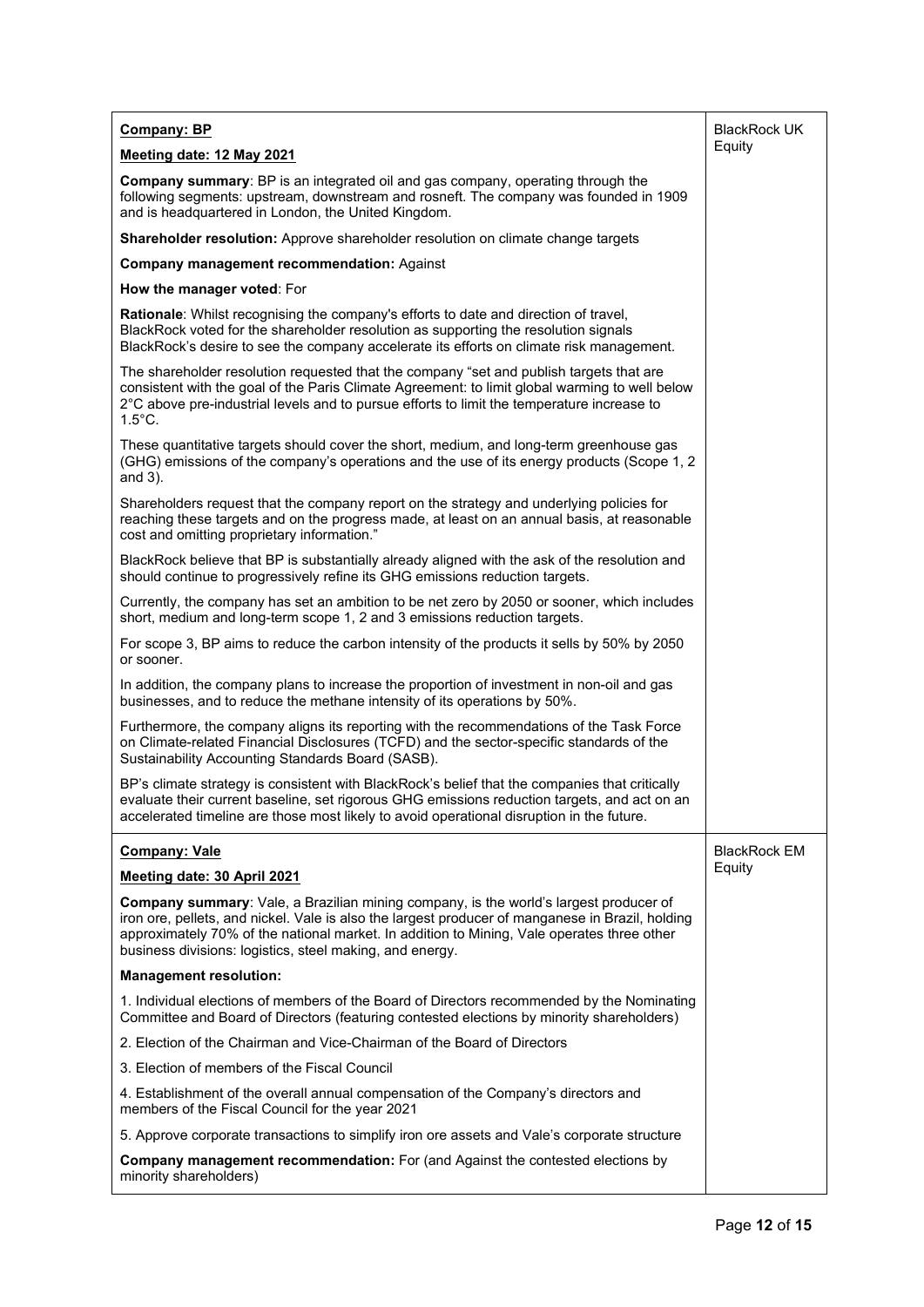| | |
|---|---|
| **Company: BP**<br><br>**Meeting date: 12 May 2021**<br><br>**Company summary**: BP is an integrated oil and gas company, operating through the following segments: upstream, downstream and rosneft. The company was founded in 1909 and is headquartered in London, the United Kingdom.<br><br>**Shareholder resolution:** Approve shareholder resolution on climate change targets<br><br>**Company management recommendation:** Against<br><br>**How the manager voted**: For<br><br>**Rationale**: Whilst recognising the company's efforts to date and direction of travel, BlackRock voted for the shareholder resolution as supporting the resolution signals BlackRock's desire to see the company accelerate its efforts on climate risk management.<br><br>The shareholder resolution requested that the company "set and publish targets that are consistent with the goal of the Paris Climate Agreement: to limit global warming to well below 2°C above pre-industrial levels and to pursue efforts to limit the temperature increase to 1.5°C.<br><br>These quantitative targets should cover the short, medium, and long-term greenhouse gas (GHG) emissions of the company's operations and the use of its energy products (Scope 1, 2 and 3).<br><br>Shareholders request that the company report on the strategy and underlying policies for reaching these targets and on the progress made, at least on an annual basis, at reasonable cost and omitting proprietary information."<br><br>BlackRock believe that BP is substantially already aligned with the ask of the resolution and should continue to progressively refine its GHG emissions reduction targets.<br><br>Currently, the company has set an ambition to be net zero by 2050 or sooner, which includes short, medium and long-term scope 1, 2 and 3 emissions reduction targets.<br><br>For scope 3, BP aims to reduce the carbon intensity of the products it sells by 50% by 2050 or sooner.<br><br>In addition, the company plans to increase the proportion of investment in non-oil and gas businesses, and to reduce the methane intensity of its operations by 50%.<br><br>Furthermore, the company aligns its reporting with the recommendations of the Task Force on Climate-related Financial Disclosures (TCFD) and the sector-specific standards of the Sustainability Accounting Standards Board (SASB).<br><br>BP's climate strategy is consistent with BlackRock's belief that the companies that critically evaluate their current baseline, set rigorous GHG emissions reduction targets, and act on an accelerated timeline are those most likely to avoid operational disruption in the future. | BlackRock UK Equity |
| **Company: Vale**<br><br>**Meeting date: 30 April 2021**<br><br>**Company summary**: Vale, a Brazilian mining company, is the world's largest producer of iron ore, pellets, and nickel. Vale is also the largest producer of manganese in Brazil, holding approximately 70% of the national market. In addition to Mining, Vale operates three other business divisions: logistics, steel making, and energy.<br><br>**Management resolution:**<br><br>1. Individual elections of members of the Board of Directors recommended by the Nominating Committee and Board of Directors (featuring contested elections by minority shareholders)<br><br>2. Election of the Chairman and Vice-Chairman of the Board of Directors<br><br>3. Election of members of the Fiscal Council<br><br>4. Establishment of the overall annual compensation of the Company's directors and members of the Fiscal Council for the year 2021<br><br>5. Approve corporate transactions to simplify iron ore assets and Vale's corporate structure<br><br>**Company management recommendation:** For (and Against the contested elections by minority shareholders) | BlackRock EM Equity |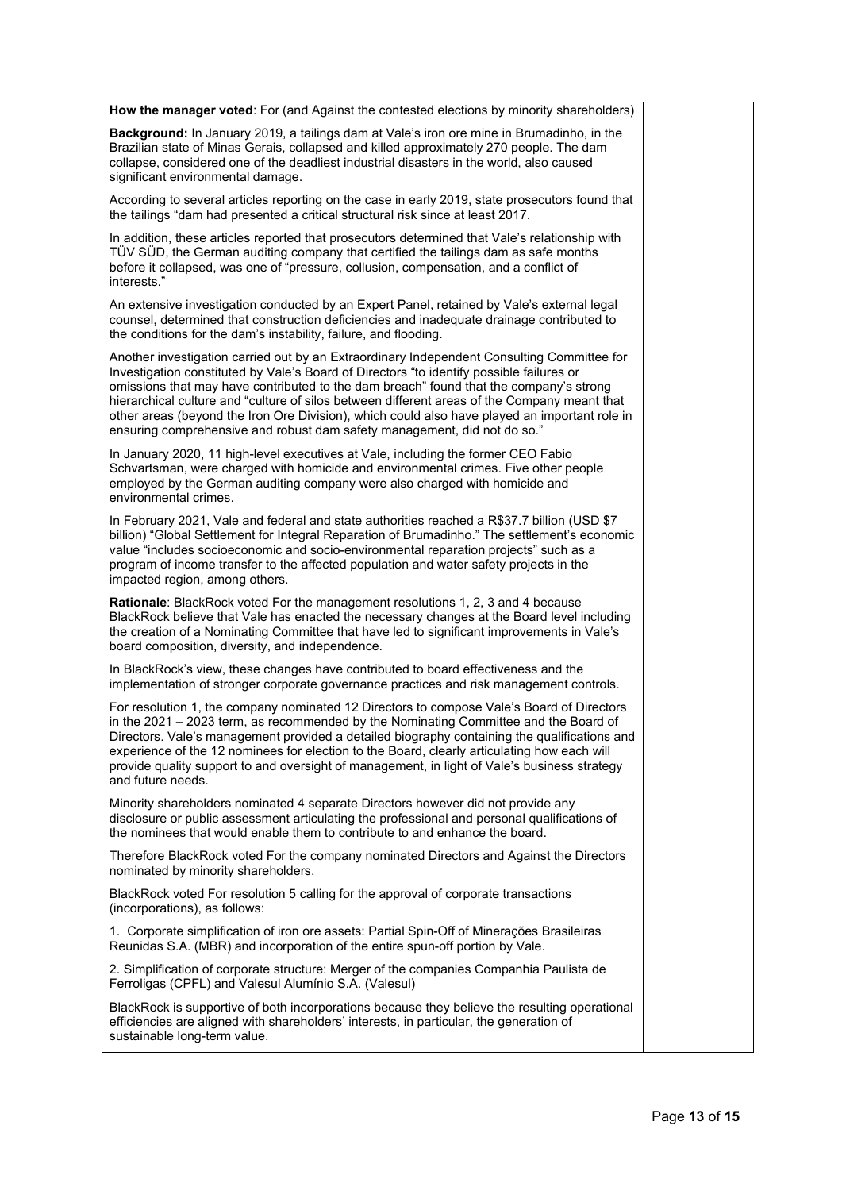**How the manager voted**: For (and Against the contested elections by minority shareholders)

**Background:** In January 2019, a tailings dam at Vale's iron ore mine in Brumadinho, in the Brazilian state of Minas Gerais, collapsed and killed approximately 270 people. The dam collapse, considered one of the deadliest industrial disasters in the world, also caused significant environmental damage.

According to several articles reporting on the case in early 2019, state prosecutors found that the tailings "dam had presented a critical structural risk since at least 2017.

In addition, these articles reported that prosecutors determined that Vale's relationship with TÜV SÜD, the German auditing company that certified the tailings dam as safe months before it collapsed, was one of "pressure, collusion, compensation, and a conflict of interests."

An extensive investigation conducted by an Expert Panel, retained by Vale's external legal counsel, determined that construction deficiencies and inadequate drainage contributed to the conditions for the dam's instability, failure, and flooding.

Another investigation carried out by an Extraordinary Independent Consulting Committee for Investigation constituted by Vale's Board of Directors "to identify possible failures or omissions that may have contributed to the dam breach" found that the company's strong hierarchical culture and "culture of silos between different areas of the Company meant that other areas (beyond the Iron Ore Division), which could also have played an important role in ensuring comprehensive and robust dam safety management, did not do so."

In January 2020, 11 high-level executives at Vale, including the former CEO Fabio Schvartsman, were charged with homicide and environmental crimes. Five other people employed by the German auditing company were also charged with homicide and environmental crimes.

In February 2021, Vale and federal and state authorities reached a R$37.7 billion (USD $7 billion) "Global Settlement for Integral Reparation of Brumadinho." The settlement's economic value "includes socioeconomic and socio-environmental reparation projects" such as a program of income transfer to the affected population and water safety projects in the impacted region, among others.

**Rationale**: BlackRock voted For the management resolutions 1, 2, 3 and 4 because BlackRock believe that Vale has enacted the necessary changes at the Board level including the creation of a Nominating Committee that have led to significant improvements in Vale's board composition, diversity, and independence.

In BlackRock's view, these changes have contributed to board effectiveness and the implementation of stronger corporate governance practices and risk management controls.

For resolution 1, the company nominated 12 Directors to compose Vale's Board of Directors in the 2021 – 2023 term, as recommended by the Nominating Committee and the Board of Directors. Vale's management provided a detailed biography containing the qualifications and experience of the 12 nominees for election to the Board, clearly articulating how each will provide quality support to and oversight of management, in light of Vale's business strategy and future needs.

Minority shareholders nominated 4 separate Directors however did not provide any disclosure or public assessment articulating the professional and personal qualifications of the nominees that would enable them to contribute to and enhance the board.

Therefore BlackRock voted For the company nominated Directors and Against the Directors nominated by minority shareholders.

BlackRock voted For resolution 5 calling for the approval of corporate transactions (incorporations), as follows:

1. Corporate simplification of iron ore assets: Partial Spin-Off of Minerações Brasileiras Reunidas S.A. (MBR) and incorporation of the entire spun-off portion by Vale.

2. Simplification of corporate structure: Merger of the companies Companhia Paulista de Ferroligas (CPFL) and Valesul Alumínio S.A. (Valesul)

BlackRock is supportive of both incorporations because they believe the resulting operational efficiencies are aligned with shareholders' interests, in particular, the generation of sustainable long-term value.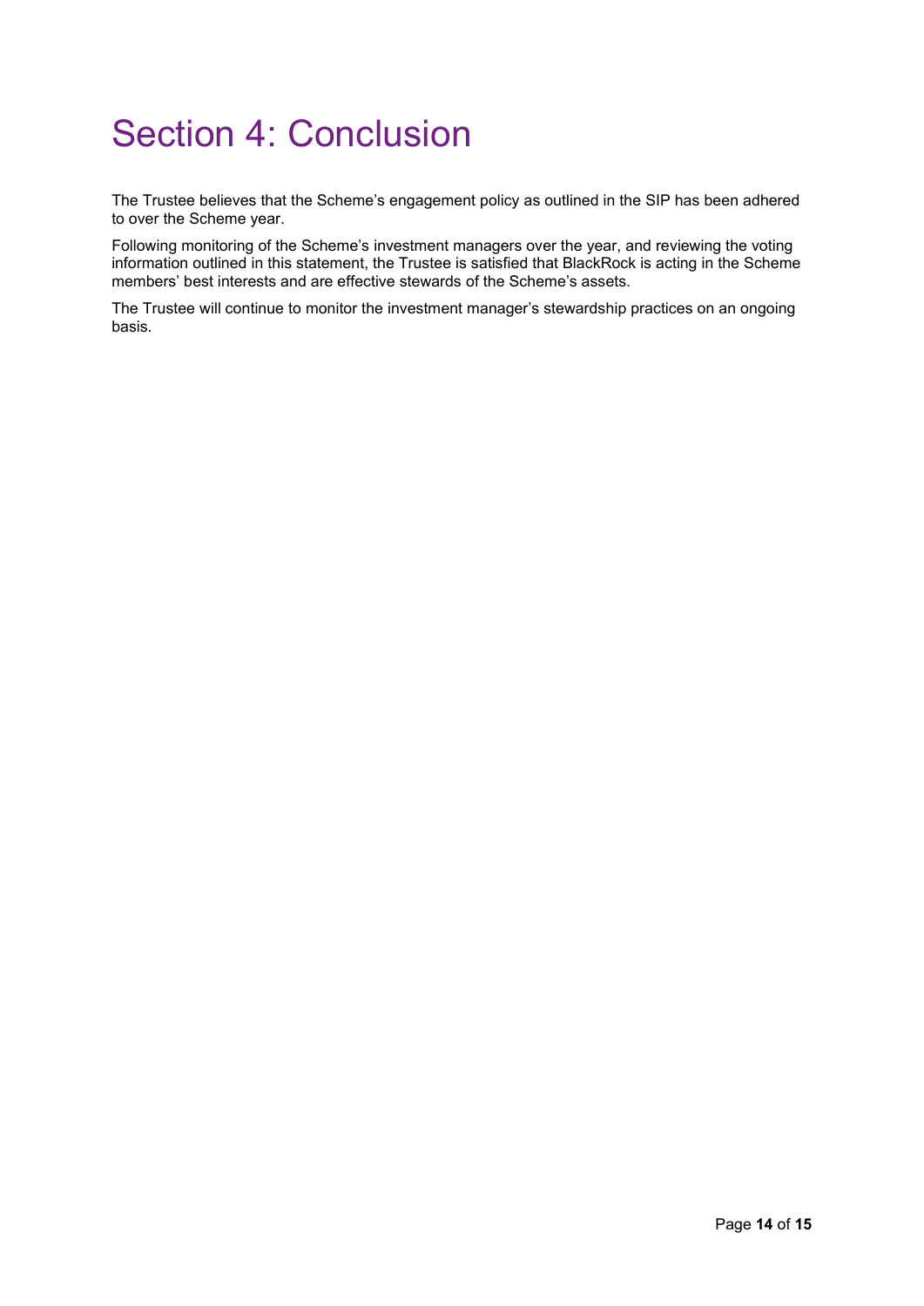# Section 4: Conclusion

The Trustee believes that the Scheme's engagement policy as outlined in the SIP has been adhered to over the Scheme year.

Following monitoring of the Scheme's investment managers over the year, and reviewing the voting information outlined in this statement, the Trustee is satisfied that BlackRock is acting in the Scheme members' best interests and are effective stewards of the Scheme's assets.

The Trustee will continue to monitor the investment manager's stewardship practices on an ongoing basis.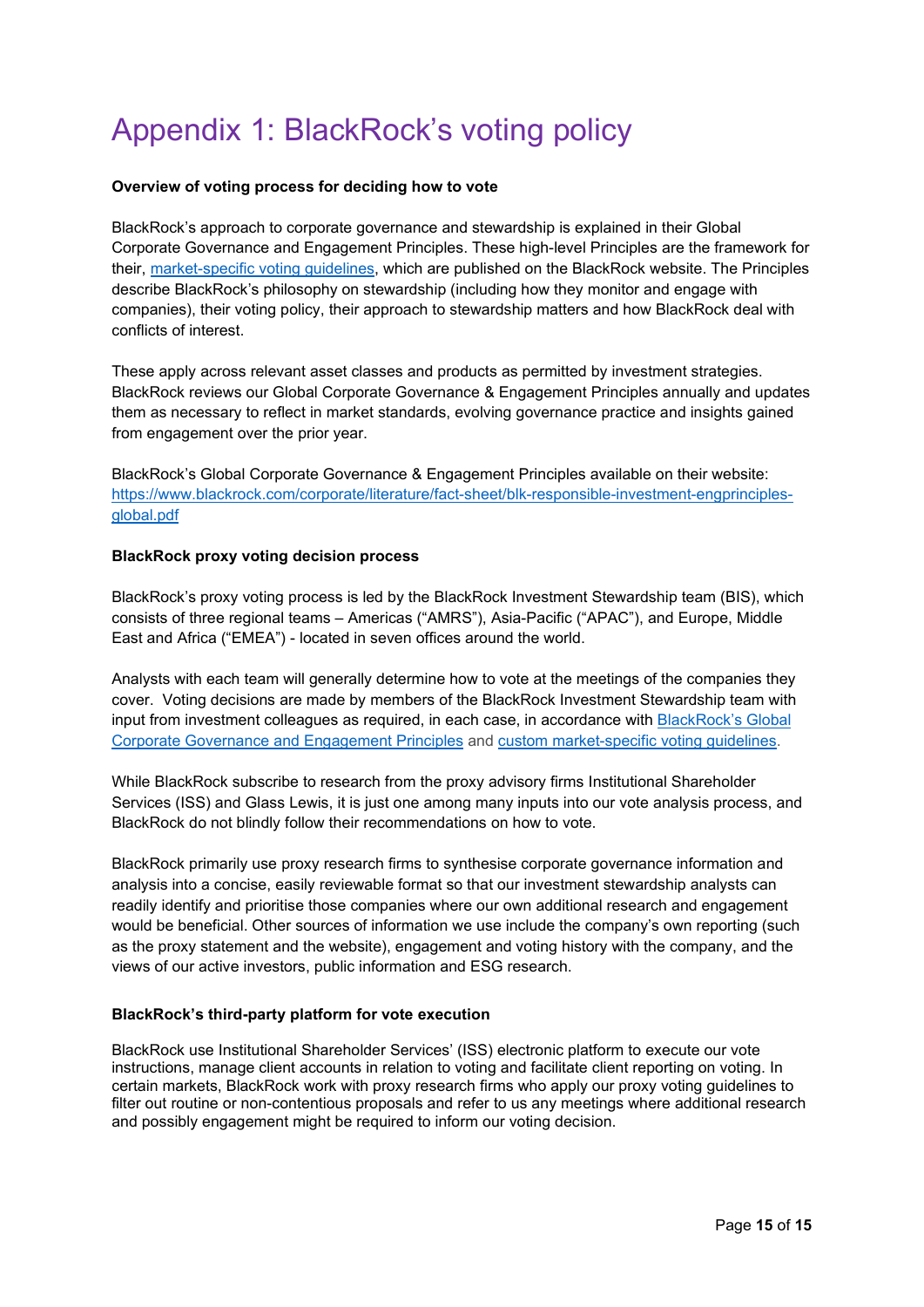# Appendix 1: BlackRock's voting policy

**Overview of voting process for deciding how to vote**

BlackRock's approach to corporate governance and stewardship is explained in their Global Corporate Governance and Engagement Principles. These high-level Principles are the framework for their, market-specific voting guidelines, which are published on the BlackRock website. The Principles describe BlackRock's philosophy on stewardship (including how they monitor and engage with companies), their voting policy, their approach to stewardship matters and how BlackRock deal with conflicts of interest.

These apply across relevant asset classes and products as permitted by investment strategies. BlackRock reviews our Global Corporate Governance & Engagement Principles annually and updates them as necessary to reflect in market standards, evolving governance practice and insights gained from engagement over the prior year.

BlackRock's Global Corporate Governance & Engagement Principles available on their website: https://www.blackrock.com/corporate/literature/fact-sheet/blk-responsible-investment-engprinciples-global.pdf

**BlackRock proxy voting decision process**

BlackRock's proxy voting process is led by the BlackRock Investment Stewardship team (BIS), which consists of three regional teams – Americas ("AMRS"), Asia-Pacific ("APAC"), and Europe, Middle East and Africa ("EMEA") - located in seven offices around the world.

Analysts with each team will generally determine how to vote at the meetings of the companies they cover. Voting decisions are made by members of the BlackRock Investment Stewardship team with input from investment colleagues as required, in each case, in accordance with BlackRock's Global Corporate Governance and Engagement Principles and custom market-specific voting guidelines.

While BlackRock subscribe to research from the proxy advisory firms Institutional Shareholder Services (ISS) and Glass Lewis, it is just one among many inputs into our vote analysis process, and BlackRock do not blindly follow their recommendations on how to vote.

BlackRock primarily use proxy research firms to synthesise corporate governance information and analysis into a concise, easily reviewable format so that our investment stewardship analysts can readily identify and prioritise those companies where our own additional research and engagement would be beneficial. Other sources of information we use include the company's own reporting (such as the proxy statement and the website), engagement and voting history with the company, and the views of our active investors, public information and ESG research.

**BlackRock's third-party platform for vote execution**

BlackRock use Institutional Shareholder Services' (ISS) electronic platform to execute our vote instructions, manage client accounts in relation to voting and facilitate client reporting on voting. In certain markets, BlackRock work with proxy research firms who apply our proxy voting guidelines to filter out routine or non-contentious proposals and refer to us any meetings where additional research and possibly engagement might be required to inform our voting decision.